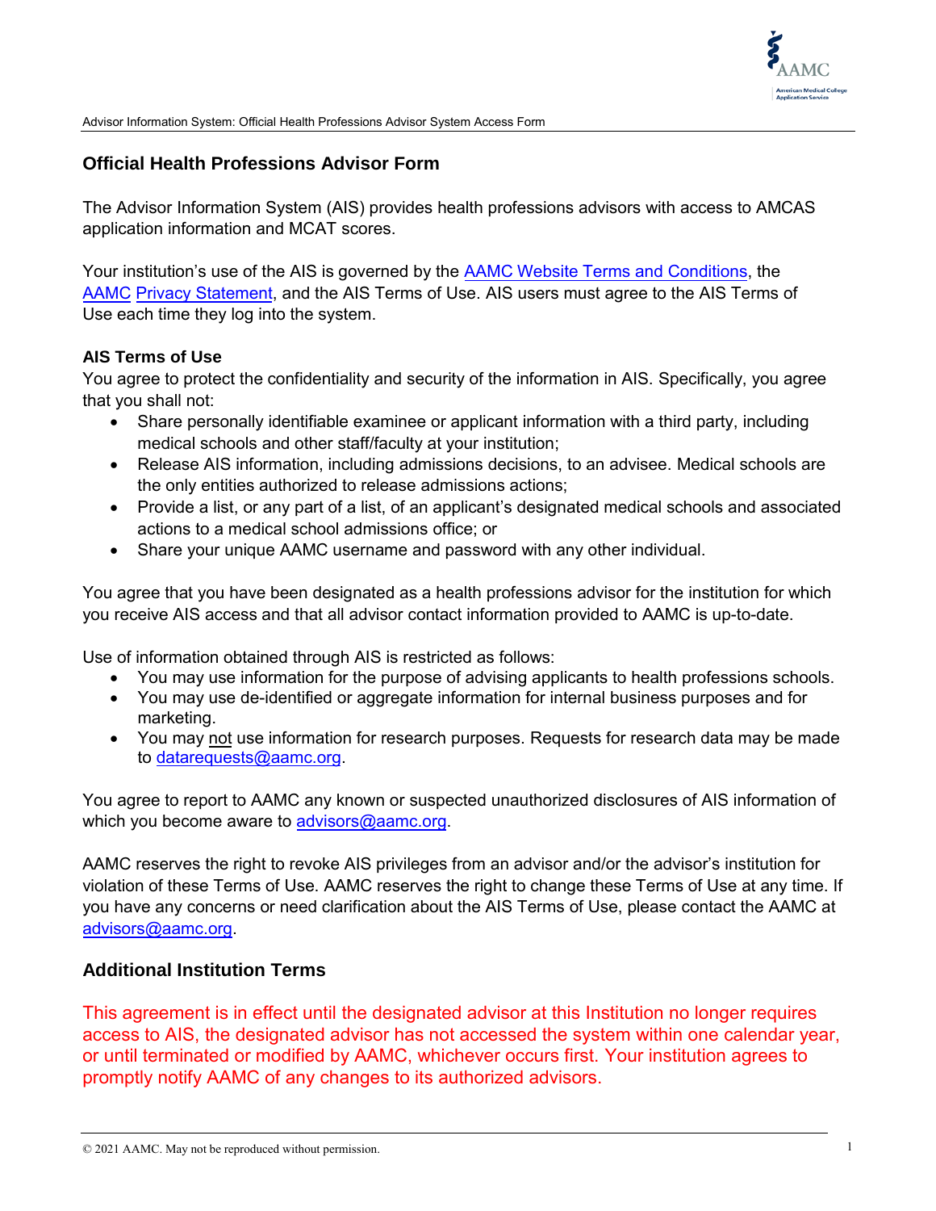## Official Health Professions Advisor Form

The Advisor Information System (AIS) provides health professions advisors with access to AMCAS application information and MCAT scores.

Your institution's use of the AIS is governed by the AAMC Website Terms and Conditions, the AAMC Privacy Statement, and the AIS Terms of Use. AIS users must agree to the AIS Terms of Use each time they log into the system.

### AIS Terms of Use

You agree to protect the confidentiality and security of the information in AIS. Specifically, you agree that you shall not:

- Share personally identifiable examinee or applicant information with a third party, including medical schools and other staff/faculty at your institution;
- Release AIS information, including admissions decisions, to an advisee. Medical schools are the only entities authorized to release admissions actions;
- Provide a list, or any part of a list, of an applicant's designated medical schools and associated actions to a medical school admissions office; or
- Share your unique AAMC username and password with any other individual.

You agree that you have been designated as a health professions advisor for the institution for which you receive AIS access and that all advisor contact information provided to AAMC is up-to-date.

Use of information obtained through AIS is restricted as follows:

- You may use information for the purpose of advising applicants to health professions schools.
- You may use de-identified or aggregate information for internal business purposes and for marketing.
- You may not use information for research purposes. Requests for research data may be made to datarequests@aamc.org.

You agree to report to AAMC any known or suspected unauthorized disclosures of AIS information of which you become aware to advisors@aamc.org.

AAMC reserves the right to revoke AIS privileges from an advisor and/or the advisor's institution for violation of these Terms of Use. AAMC reserves the right to change these Terms of Use at any time. If you have any concerns or need clarification about the AIS Terms of Use, please contact the AAMC at advisors@aamc.org.

## Additional Institution Terms

This agreement is in effect until the designated advisor at this Institution no longer requires access to AIS, the designated advisor has not accessed the system within one calendar year, or until terminated or modified by AAMC, whichever occurs first. Your institution agrees to promptly notify AAMC of any changes to its authorized advisors.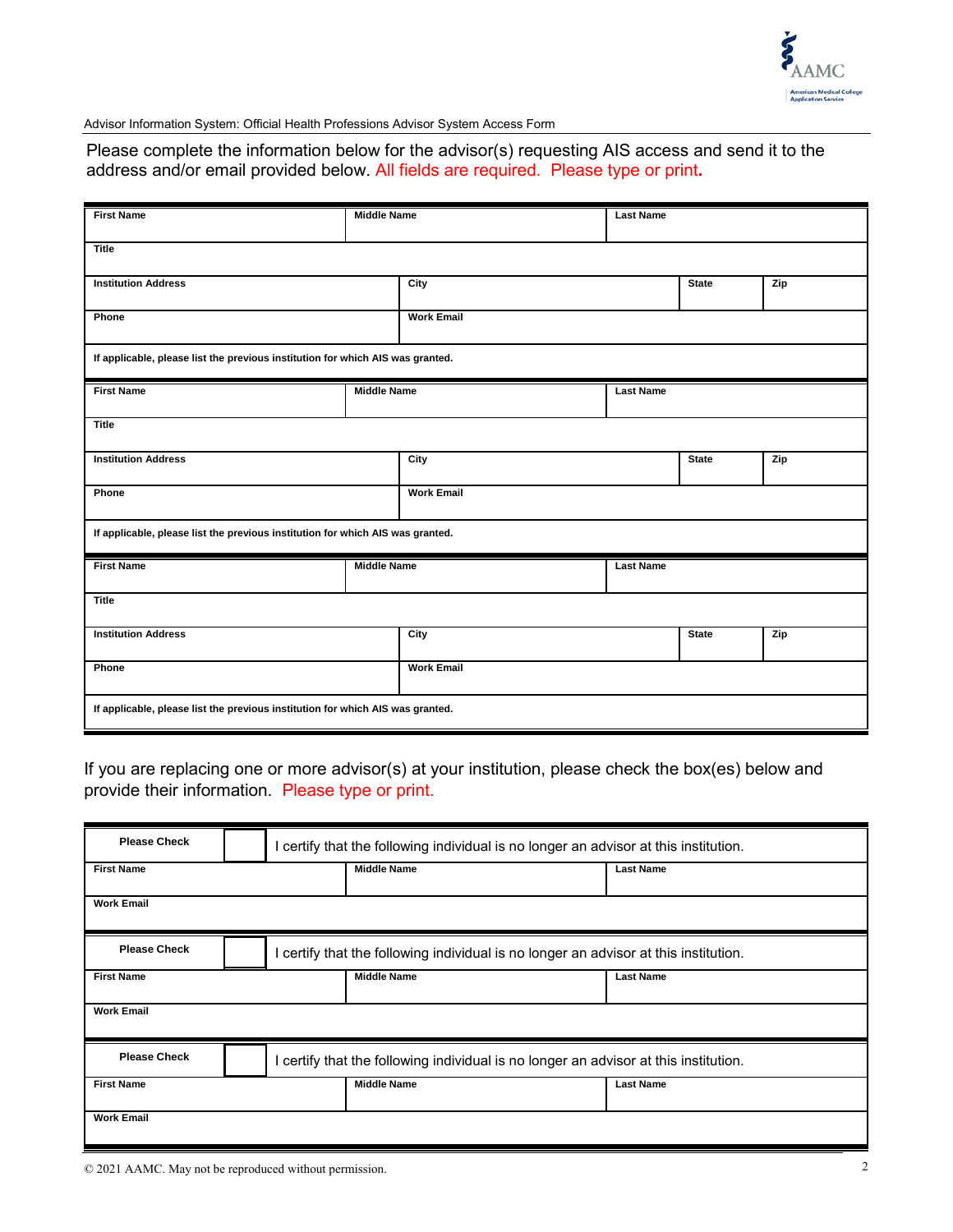Advisor Information System: Official Health Professions Advisor System Access Form

Please complete the information below for the advisor(s) requesting AIS access and send it to the address and/or email provided below. All fields are required. Please type or print.

| First Name | Middle Name | Last Name | |
|---|---|---|---|
| **Title** | | | |
| **Institution Address** | **City** | **State** | **Zip** |
| **Phone** | **Work Email** | | |
| **If applicable, please list the previous institution for which AIS was granted.** | | | |

| First Name | Middle Name | Last Name | |
|---|---|---|---|
| **Title** | | | |
| **Institution Address** | **City** | **State** | **Zip** |
| **Phone** | **Work Email** | | |
| **If applicable, please list the previous institution for which AIS was granted.** | | | |

| First Name | Middle Name | Last Name | |
|---|---|---|---|
| **Title** | | | |
| **Institution Address** | **City** | **State** | **Zip** |
| **Phone** | **Work Email** | | |
| **If applicable, please list the previous institution for which AIS was granted.** | | | |

If you are replacing one or more advisor(s) at your institution, please check the box(es) below and provide their information. Please type or print.

| Please Check | ☐ | I certify that the following individual is no longer an advisor at this institution. |
|---|---|---|
| **First Name** | **Middle Name** | **Last Name** |
| **Work Email** | | |

| Please Check | ☐ | I certify that the following individual is no longer an advisor at this institution. |
|---|---|---|
| **First Name** | **Middle Name** | **Last Name** |
| **Work Email** | | |

| Please Check | ☐ | I certify that the following individual is no longer an advisor at this institution. |
|---|---|---|
| **First Name** | **Middle Name** | **Last Name** |
| **Work Email** | | |

© 2021 AAMC. May not be reproduced without permission.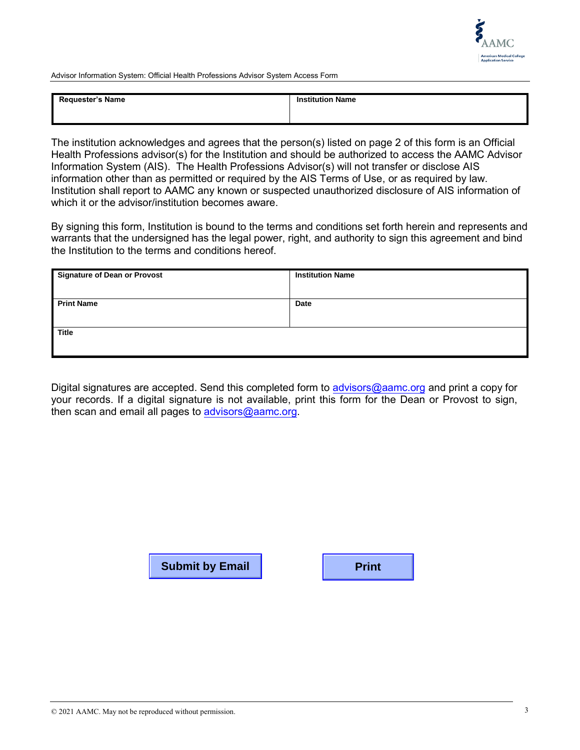Advisor Information System: Official Health Professions Advisor System Access Form

| Requester's Name | Institution Name |
| --- | --- |
| | |

The institution acknowledges and agrees that the person(s) listed on page 2 of this form is an Official Health Professions advisor(s) for the Institution and should be authorized to access the AAMC Advisor Information System (AIS). The Health Professions Advisor(s) will not transfer or disclose AIS information other than as permitted or required by the AIS Terms of Use, or as required by law. Institution shall report to AAMC any known or suspected unauthorized disclosure of AIS information of which it or the advisor/institution becomes aware.

By signing this form, Institution is bound to the terms and conditions set forth herein and represents and warrants that the undersigned has the legal power, right, and authority to sign this agreement and bind the Institution to the terms and conditions hereof.

| Signature of Dean or Provost | Institution Name |
| --- | --- |
| **Print Name** | **Date** |
| **Title** | |

Digital signatures are accepted. Send this completed form to advisors@aamc.org and print a copy for your records. If a digital signature is not available, print this form for the Dean or Provost to sign, then scan and email all pages to advisors@aamc.org.

Submit by Email

Print

© 2021 AAMC. May not be reproduced without permission.